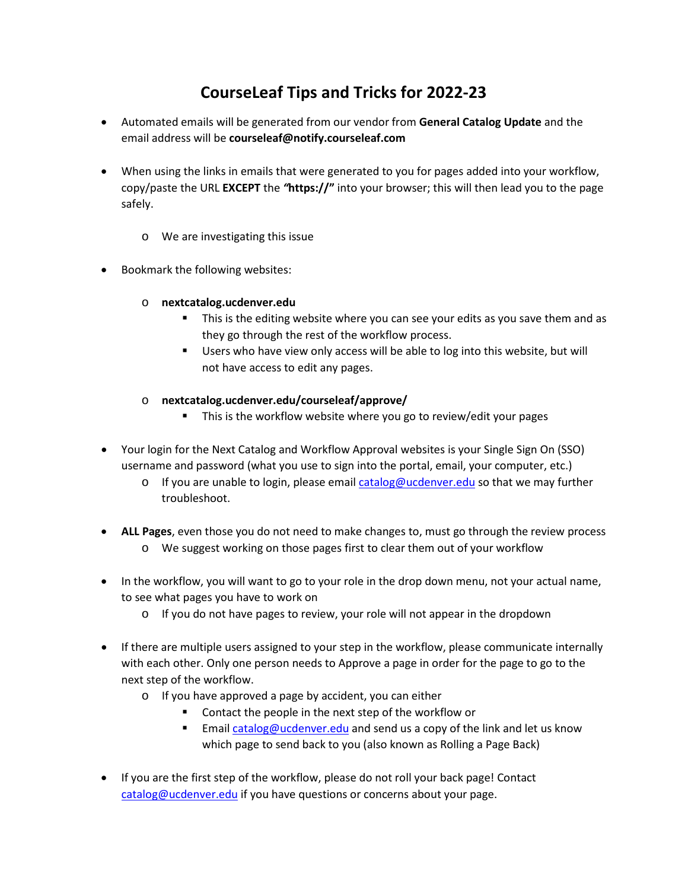# CourseLeaf Tips and Tricks for 2022-23

- Automated emails will be generated from our vendor from **General Catalog Update** and the email address will be **courseleaf@notify.courseleaf.com**

- When using the links in emails that were generated to you for pages added into your workflow, copy/paste the URL **EXCEPT** the ***"*****https://"** into your browser; this will then lead you to the page safely.

  - We are investigating this issue

- Bookmark the following websites:

  - **nextcatalog.ucdenver.edu**
    - This is the editing website where you can see your edits as you save them and as they go through the rest of the workflow process.
    - Users who have view only access will be able to log into this website, but will not have access to edit any pages.

  - **nextcatalog.ucdenver.edu/courseleaf/approve/**
    - This is the workflow website where you go to review/edit your pages

- Your login for the Next Catalog and Workflow Approval websites is your Single Sign On (SSO) username and password (what you use to sign into the portal, email, your computer, etc.)
  - If you are unable to login, please email catalog@ucdenver.edu so that we may further troubleshoot.

- **ALL Pages**, even those you do not need to make changes to, must go through the review process
  - We suggest working on those pages first to clear them out of your workflow

- In the workflow, you will want to go to your role in the drop down menu, not your actual name, to see what pages you have to work on
  - If you do not have pages to review, your role will not appear in the dropdown

- If there are multiple users assigned to your step in the workflow, please communicate internally with each other. Only one person needs to Approve a page in order for the page to go to the next step of the workflow.
  - If you have approved a page by accident, you can either
    - Contact the people in the next step of the workflow or
    - Email catalog@ucdenver.edu and send us a copy of the link and let us know which page to send back to you (also known as Rolling a Page Back)

- If you are the first step of the workflow, please do not roll your back page! Contact catalog@ucdenver.edu if you have questions or concerns about your page.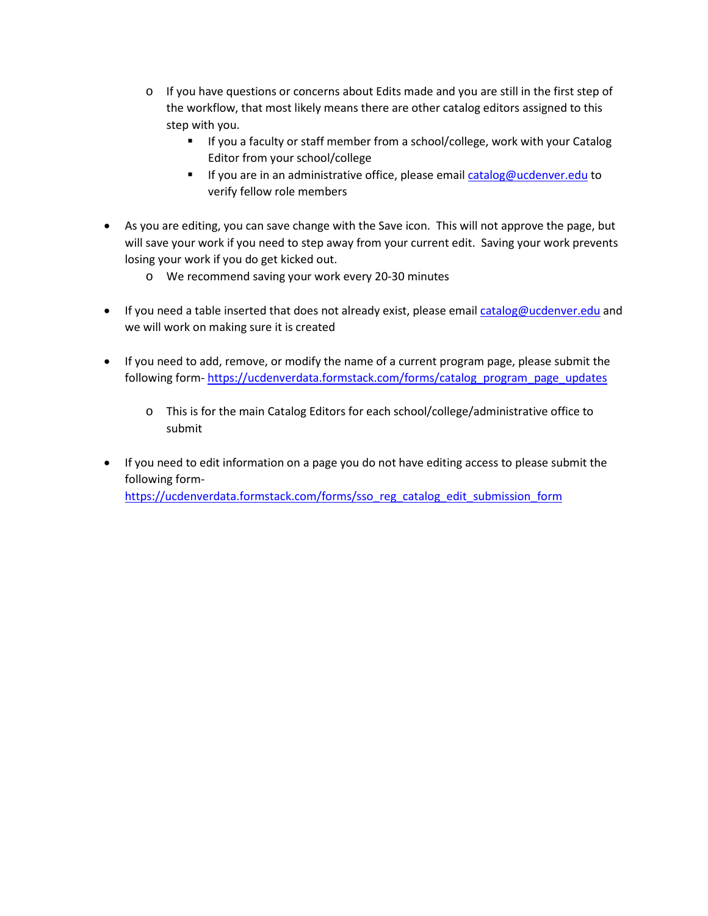- If you have questions or concerns about Edits made and you are still in the first step of the workflow, that most likely means there are other catalog editors assigned to this step with you.
  - If you a faculty or staff member from a school/college, work with your Catalog Editor from your school/college
  - If you are in an administrative office, please email [catalog@ucdenver.edu](mailto:catalog@ucdenver.edu) to verify fellow role members

- As you are editing, you can save change with the Save icon. This will not approve the page, but will save your work if you need to step away from your current edit. Saving your work prevents losing your work if you do get kicked out.
  - We recommend saving your work every 20-30 minutes

- If you need a table inserted that does not already exist, please email [catalog@ucdenver.edu](mailto:catalog@ucdenver.edu) and we will work on making sure it is created

- If you need to add, remove, or modify the name of a current program page, please submit the following form- [https://ucdenverdata.formstack.com/forms/catalog_program_page_updates](https://ucdenverdata.formstack.com/forms/catalog_program_page_updates)

  - This is for the main Catalog Editors for each school/college/administrative office to submit

- If you need to edit information on a page you do not have editing access to please submit the following form- [https://ucdenverdata.formstack.com/forms/sso_reg_catalog_edit_submission_form](https://ucdenverdata.formstack.com/forms/sso_reg_catalog_edit_submission_form)